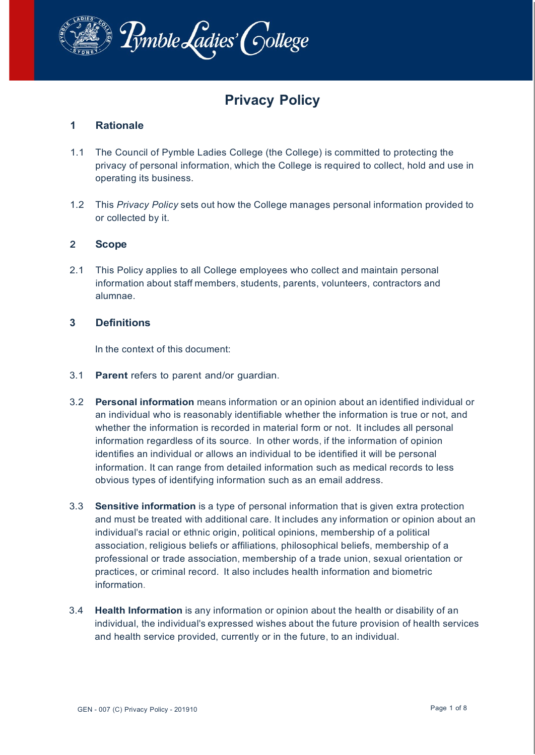# Privacy Policy

## 1 Rationale

1.1 The Council of Pymble Ladies College (the College) is committed to protecting the privacy of personal information, which the College is required to collect, hold and use in operating its business.

1.2 This *Privacy Policy* sets out how the College manages personal information provided to or collected by it.

## 2 Scope

2.1 This Policy applies to all College employees who collect and maintain personal information about staff members, students, parents, volunteers, contractors and alumnae.

## 3 Definitions

In the context of this document:

3.1 **Parent** refers to parent and/or guardian.

3.2 **Personal information** means information or an opinion about an identified individual or an individual who is reasonably identifiable whether the information is true or not, and whether the information is recorded in material form or not. It includes all personal information regardless of its source. In other words, if the information of opinion identifies an individual or allows an individual to be identified it will be personal information. It can range from detailed information such as medical records to less obvious types of identifying information such as an email address.

3.3 **Sensitive information** is a type of personal information that is given extra protection and must be treated with additional care. It includes any information or opinion about an individual's racial or ethnic origin, political opinions, membership of a political association, religious beliefs or affiliations, philosophical beliefs, membership of a professional or trade association, membership of a trade union, sexual orientation or practices, or criminal record. It also includes health information and biometric information.

3.4 **Health Information** is any information or opinion about the health or disability of an individual, the individual's expressed wishes about the future provision of health services and health service provided, currently or in the future, to an individual.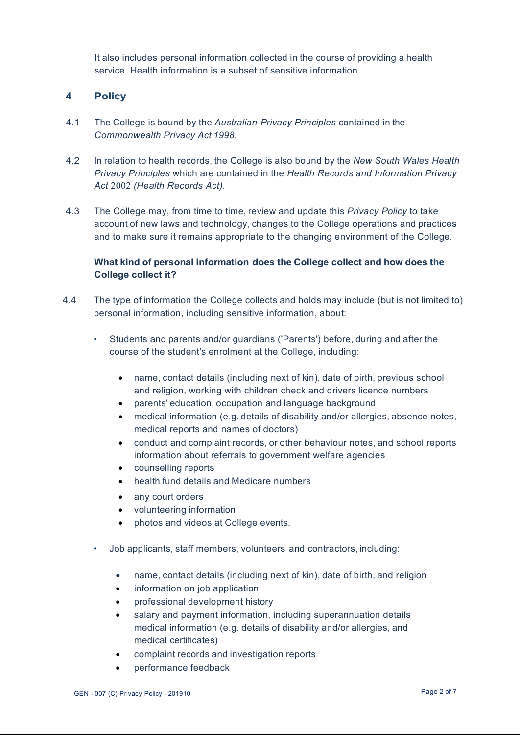It also includes personal information collected in the course of providing a health service. Health information is a subset of sensitive information.

## 4 Policy

4.1 The College is bound by the *Australian Privacy Principles* contained in the *Commonwealth Privacy Act 1998.*

4.2 In relation to health records, the College is also bound by the *New South Wales Health Privacy Principles* which are contained in the *Health Records and Information Privacy Act* 2002 *(Health Records Act).*

4.3 The College may, from time to time, review and update this *Privacy Policy* to take account of new laws and technology, changes to the College operations and practices and to make sure it remains appropriate to the changing environment of the College.

**What kind of personal information does the College collect and how does the College collect it?**

4.4 The type of information the College collects and holds may include (but is not limited to) personal information, including sensitive information, about:

- Students and parents and/or guardians ('Parents') before, during and after the course of the student's enrolment at the College, including:
  - name, contact details (including next of kin), date of birth, previous school and religion, working with children check and drivers licence numbers
  - parents' education, occupation and language background
  - medical information (e.g. details of disability and/or allergies, absence notes, medical reports and names of doctors)
  - conduct and complaint records, or other behaviour notes, and school reports information about referrals to government welfare agencies
  - counselling reports
  - health fund details and Medicare numbers
  - any court orders
  - volunteering information
  - photos and videos at College events.
- Job applicants, staff members, volunteers and contractors, including:
  - name, contact details (including next of kin), date of birth, and religion
  - information on job application
  - professional development history
  - salary and payment information, including superannuation details medical information (e.g. details of disability and/or allergies, and medical certificates)
  - complaint records and investigation reports
  - performance feedback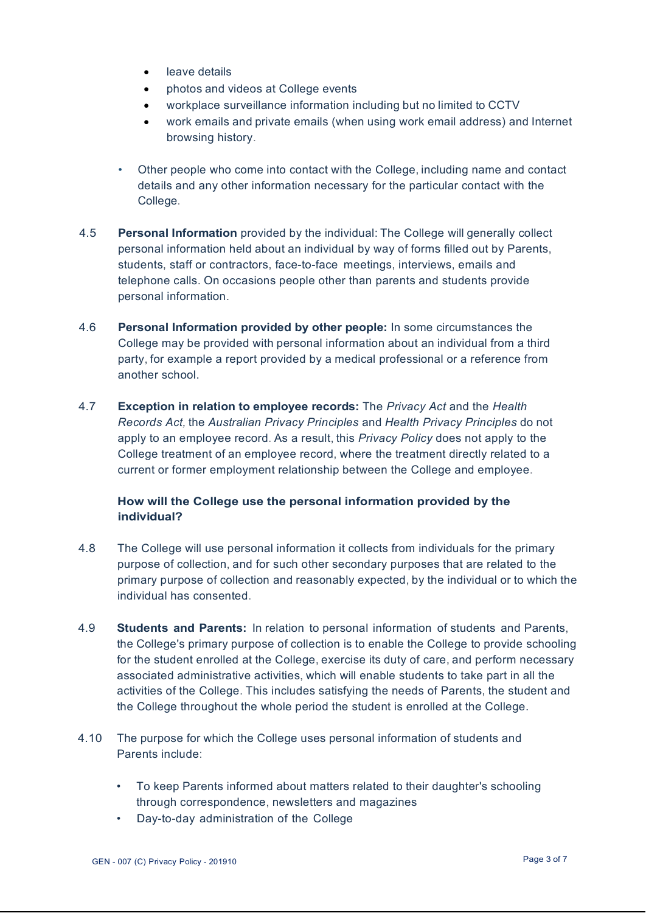- leave details
- photos and videos at College events
- workplace surveillance information including but no limited to CCTV
- work emails and private emails (when using work email address) and Internet browsing history.

- Other people who come into contact with the College, including name and contact details and any other information necessary for the particular contact with the College.

4.5 **Personal Information** provided by the individual: The College will generally collect personal information held about an individual by way of forms filled out by Parents, students, staff or contractors, face-to-face meetings, interviews, emails and telephone calls. On occasions people other than parents and students provide personal information.

4.6 **Personal Information provided by other people:** In some circumstances the College may be provided with personal information about an individual from a third party, for example a report provided by a medical professional or a reference from another school.

4.7 **Exception in relation to employee records:** The *Privacy Act* and the *Health Records Act,* the *Australian Privacy Principles* and *Health Privacy Principles* do not apply to an employee record. As a result, this *Privacy Policy* does not apply to the College treatment of an employee record, where the treatment directly related to a current or former employment relationship between the College and employee.

**How will the College use the personal information provided by the individual?**

4.8 The College will use personal information it collects from individuals for the primary purpose of collection, and for such other secondary purposes that are related to the primary purpose of collection and reasonably expected, by the individual or to which the individual has consented.

4.9 **Students and Parents:** In relation to personal information of students and Parents, the College's primary purpose of collection is to enable the College to provide schooling for the student enrolled at the College, exercise its duty of care, and perform necessary associated administrative activities, which will enable students to take part in all the activities of the College. This includes satisfying the needs of Parents, the student and the College throughout the whole period the student is enrolled at the College.

4.10 The purpose for which the College uses personal information of students and Parents include:

- To keep Parents informed about matters related to their daughter's schooling through correspondence, newsletters and magazines
- Day-to-day administration of the College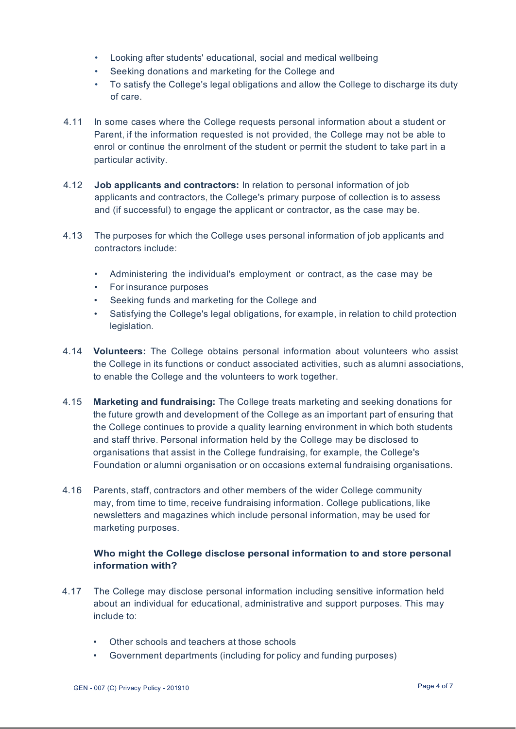- Looking after students' educational, social and medical wellbeing
- Seeking donations and marketing for the College and
- To satisfy the College's legal obligations and allow the College to discharge its duty of care.

4.11 In some cases where the College requests personal information about a student or Parent, if the information requested is not provided, the College may not be able to enrol or continue the enrolment of the student or permit the student to take part in a particular activity.

4.12 **Job applicants and contractors:** In relation to personal information of job applicants and contractors, the College's primary purpose of collection is to assess and (if successful) to engage the applicant or contractor, as the case may be.

4.13 The purposes for which the College uses personal information of job applicants and contractors include:

- Administering the individual's employment or contract, as the case may be
- For insurance purposes
- Seeking funds and marketing for the College and
- Satisfying the College's legal obligations, for example, in relation to child protection legislation.

4.14 **Volunteers:** The College obtains personal information about volunteers who assist the College in its functions or conduct associated activities, such as alumni associations, to enable the College and the volunteers to work together.

4.15 **Marketing and fundraising:** The College treats marketing and seeking donations for the future growth and development of the College as an important part of ensuring that the College continues to provide a quality learning environment in which both students and staff thrive. Personal information held by the College may be disclosed to organisations that assist in the College fundraising, for example, the College's Foundation or alumni organisation or on occasions external fundraising organisations.

4.16 Parents, staff, contractors and other members of the wider College community may, from time to time, receive fundraising information. College publications, like newsletters and magazines which include personal information, may be used for marketing purposes.

**Who might the College disclose personal information to and store personal information with?**

4.17 The College may disclose personal information including sensitive information held about an individual for educational, administrative and support purposes. This may include to:

- Other schools and teachers at those schools
- Government departments (including for policy and funding purposes)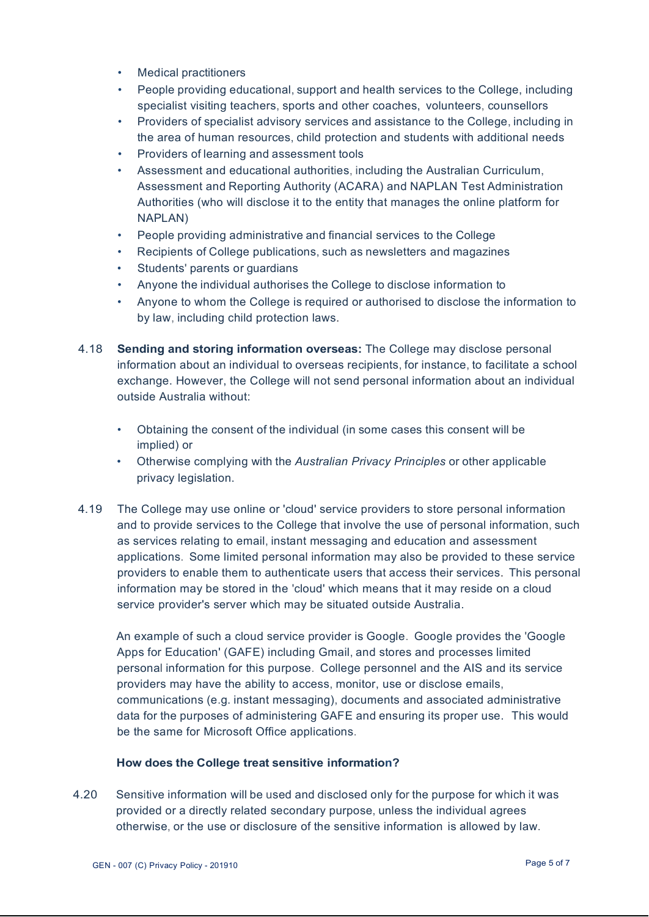- Medical practitioners
- People providing educational, support and health services to the College, including specialist visiting teachers, sports and other coaches, volunteers, counsellors
- Providers of specialist advisory services and assistance to the College, including in the area of human resources, child protection and students with additional needs
- Providers of learning and assessment tools
- Assessment and educational authorities, including the Australian Curriculum, Assessment and Reporting Authority (ACARA) and NAPLAN Test Administration Authorities (who will disclose it to the entity that manages the online platform for NAPLAN)
- People providing administrative and financial services to the College
- Recipients of College publications, such as newsletters and magazines
- Students' parents or guardians
- Anyone the individual authorises the College to disclose information to
- Anyone to whom the College is required or authorised to disclose the information to by law, including child protection laws.

4.18 **Sending and storing information overseas:** The College may disclose personal information about an individual to overseas recipients, for instance, to facilitate a school exchange. However, the College will not send personal information about an individual outside Australia without:

- Obtaining the consent of the individual (in some cases this consent will be implied) or
- Otherwise complying with the *Australian Privacy Principles* or other applicable privacy legislation.

4.19 The College may use online or 'cloud' service providers to store personal information and to provide services to the College that involve the use of personal information, such as services relating to email, instant messaging and education and assessment applications. Some limited personal information may also be provided to these service providers to enable them to authenticate users that access their services. This personal information may be stored in the 'cloud' which means that it may reside on a cloud service provider's server which may be situated outside Australia.

An example of such a cloud service provider is Google. Google provides the 'Google Apps for Education' (GAFE) including Gmail, and stores and processes limited personal information for this purpose. College personnel and the AIS and its service providers may have the ability to access, monitor, use or disclose emails, communications (e.g. instant messaging), documents and associated administrative data for the purposes of administering GAFE and ensuring its proper use. This would be the same for Microsoft Office applications.

**How does the College treat sensitive information?**

4.20 Sensitive information will be used and disclosed only for the purpose for which it was provided or a directly related secondary purpose, unless the individual agrees otherwise, or the use or disclosure of the sensitive information is allowed by law.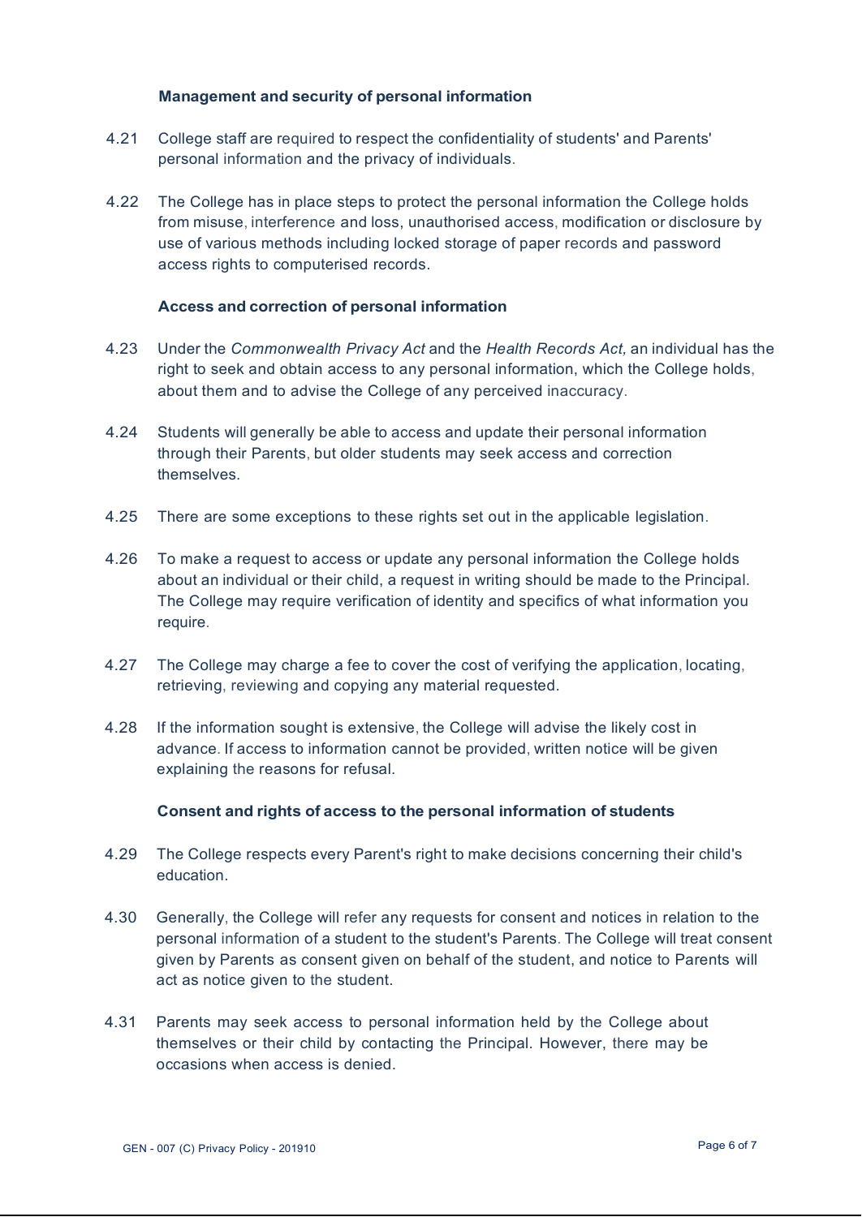**Management and security of personal information**

4.21 College staff are required to respect the confidentiality of students' and Parents' personal information and the privacy of individuals.

4.22 The College has in place steps to protect the personal information the College holds from misuse, interference and loss, unauthorised access, modification or disclosure by use of various methods including locked storage of paper records and password access rights to computerised records.

**Access and correction of personal information**

4.23 Under the *Commonwealth Privacy Act* and the *Health Records Act,* an individual has the right to seek and obtain access to any personal information, which the College holds, about them and to advise the College of any perceived inaccuracy.

4.24 Students will generally be able to access and update their personal information through their Parents, but older students may seek access and correction themselves.

4.25 There are some exceptions to these rights set out in the applicable legislation.

4.26 To make a request to access or update any personal information the College holds about an individual or their child, a request in writing should be made to the Principal. The College may require verification of identity and specifics of what information you require.

4.27 The College may charge a fee to cover the cost of verifying the application, locating, retrieving, reviewing and copying any material requested.

4.28 If the information sought is extensive, the College will advise the likely cost in advance. If access to information cannot be provided, written notice will be given explaining the reasons for refusal.

**Consent and rights of access to the personal information of students**

4.29 The College respects every Parent's right to make decisions concerning their child's education.

4.30 Generally, the College will refer any requests for consent and notices in relation to the personal information of a student to the student's Parents. The College will treat consent given by Parents as consent given on behalf of the student, and notice to Parents will act as notice given to the student.

4.31 Parents may seek access to personal information held by the College about themselves or their child by contacting the Principal. However, there may be occasions when access is denied.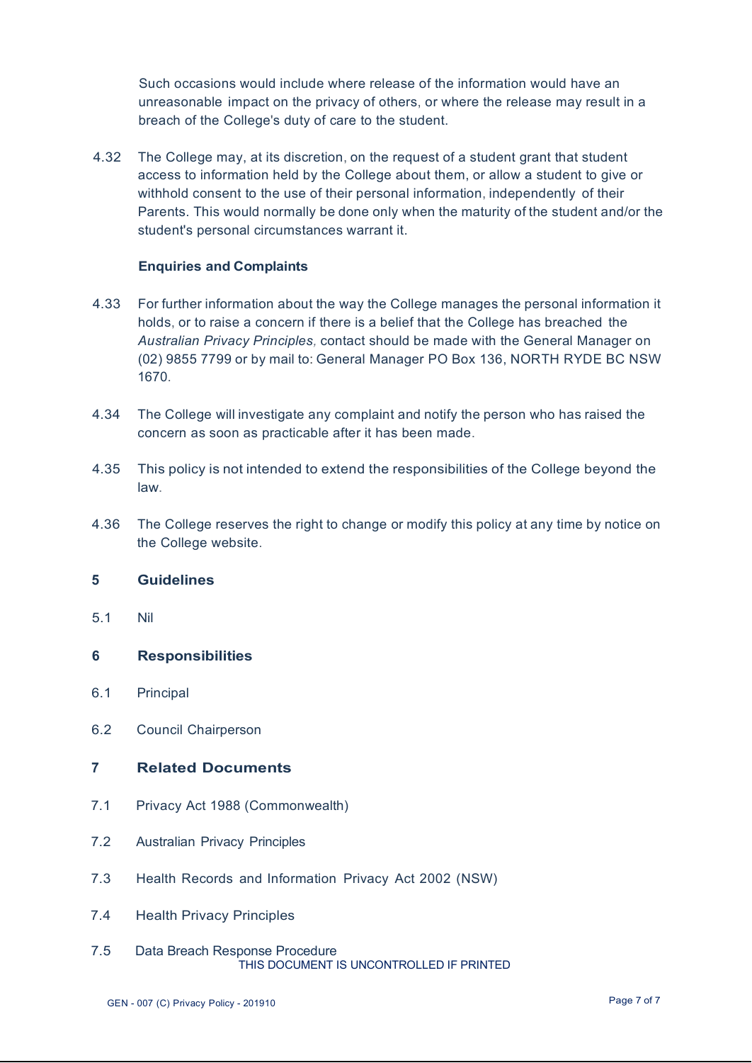Such occasions would include where release of the information would have an unreasonable impact on the privacy of others, or where the release may result in a breach of the College's duty of care to the student.

4.32 The College may, at its discretion, on the request of a student grant that student access to information held by the College about them, or allow a student to give or withhold consent to the use of their personal information, independently of their Parents. This would normally be done only when the maturity of the student and/or the student's personal circumstances warrant it.

**Enquiries and Complaints**

4.33 For further information about the way the College manages the personal information it holds, or to raise a concern if there is a belief that the College has breached the *Australian Privacy Principles,* contact should be made with the General Manager on (02) 9855 7799 or by mail to: General Manager PO Box 136, NORTH RYDE BC NSW 1670.

4.34 The College will investigate any complaint and notify the person who has raised the concern as soon as practicable after it has been made.

4.35 This policy is not intended to extend the responsibilities of the College beyond the law.

4.36 The College reserves the right to change or modify this policy at any time by notice on the College website.

## 5 Guidelines

5.1 Nil

## 6 Responsibilities

6.1 Principal

6.2 Council Chairperson

## 7 Related Documents

7.1 Privacy Act 1988 (Commonwealth)

7.2 Australian Privacy Principles

7.3 Health Records and Information Privacy Act 2002 (NSW)

7.4 Health Privacy Principles

7.5 Data Breach Response Procedure

THIS DOCUMENT IS UNCONTROLLED IF PRINTED